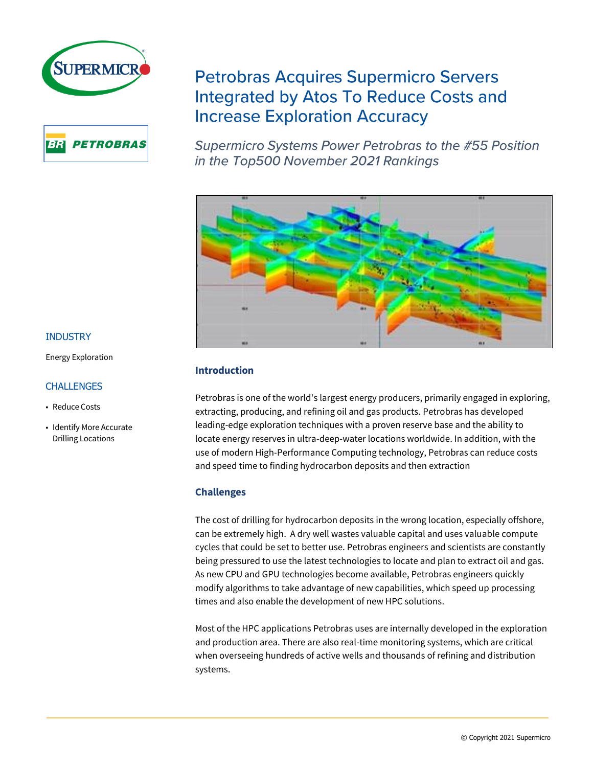# Petrobras Acquires Supermicro Servers Integrated by Atos To Reduce Costs and Increase Exploration Accuracy

*Supermicro Systems Power Petrobras to the #55 Position in the Top500 November 2021 Rankings*

## INDUSTRY

Energy Exploration

## CHALLENGES

- Reduce Costs
- Identify More Accurate Drilling Locations

### Introduction

Petrobras is one of the world's largest energy producers, primarily engaged in exploring, extracting, producing, and refining oil and gas products. Petrobras has developed leading-edge exploration techniques with a proven reserve base and the ability to locate energy reserves in ultra-deep-water locations worldwide. In addition, with the use of modern High-Performance Computing technology, Petrobras can reduce costs and speed time to finding hydrocarbon deposits and then extraction

### Challenges

The cost of drilling for hydrocarbon deposits in the wrong location, especially offshore, can be extremely high. A dry well wastes valuable capital and uses valuable compute cycles that could be set to better use. Petrobras engineers and scientists are constantly being pressured to use the latest technologies to locate and plan to extract oil and gas. As new CPU and GPU technologies become available, Petrobras engineers quickly modify algorithms to take advantage of new capabilities, which speed up processing times and also enable the development of new HPC solutions.

Most of the HPC applications Petrobras uses are internally developed in the exploration and production area. There are also real-time monitoring systems, which are critical when overseeing hundreds of active wells and thousands of refining and distribution systems.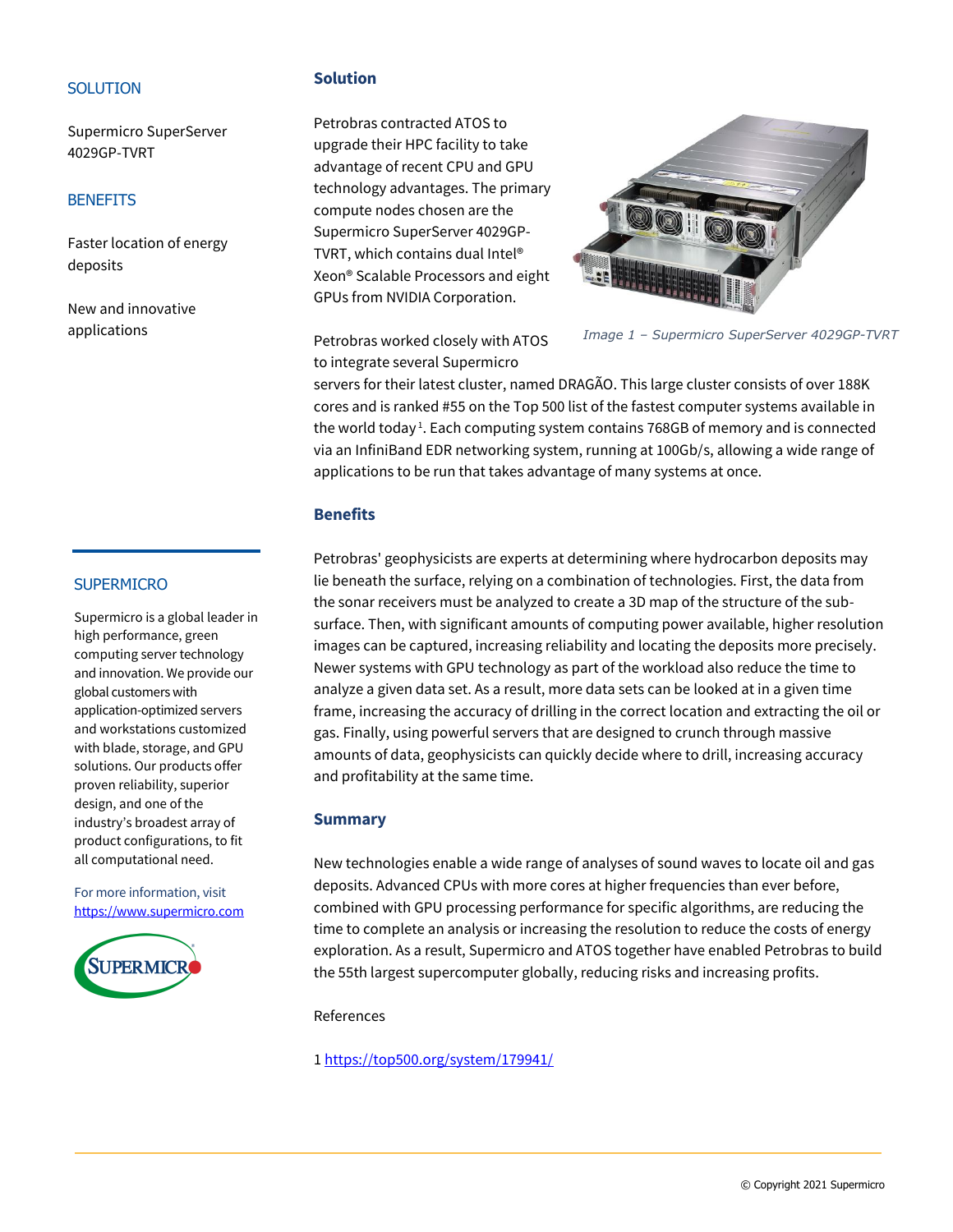## SOLUTION

Supermicro SuperServer 4029GP-TVRT

## BENEFITS

Faster location of energy deposits

New and innovative applications

## Solution

Petrobras contracted ATOS to upgrade their HPC facility to take advantage of recent CPU and GPU technology advantages. The primary compute nodes chosen are the Supermicro SuperServer 4029GP-TVRT, which contains dual Intel® Xeon® Scalable Processors and eight GPUs from NVIDIA Corporation.

*Image 1 – Supermicro SuperServer 4029GP-TVRT*

Petrobras worked closely with ATOS to integrate several Supermicro servers for their latest cluster, named DRAGÃO. This large cluster consists of over 188K cores and is ranked #55 on the Top 500 list of the fastest computer systems available in the world today[1]. Each computing system contains 768GB of memory and is connected via an InfiniBand EDR networking system, running at 100Gb/s, allowing a wide range of applications to be run that takes advantage of many systems at once.

## Benefits

Petrobras' geophysicists are experts at determining where hydrocarbon deposits may lie beneath the surface, relying on a combination of technologies. First, the data from the sonar receivers must be analyzed to create a 3D map of the structure of the sub-surface. Then, with significant amounts of computing power available, higher resolution images can be captured, increasing reliability and locating the deposits more precisely. Newer systems with GPU technology as part of the workload also reduce the time to analyze a given data set. As a result, more data sets can be looked at in a given time frame, increasing the accuracy of drilling in the correct location and extracting the oil or gas. Finally, using powerful servers that are designed to crunch through massive amounts of data, geophysicists can quickly decide where to drill, increasing accuracy and profitability at the same time.

## Summary

New technologies enable a wide range of analyses of sound waves to locate oil and gas deposits. Advanced CPUs with more cores at higher frequencies than ever before, combined with GPU processing performance for specific algorithms, are reducing the time to complete an analysis or increasing the resolution to reduce the costs of energy exploration. As a result, Supermicro and ATOS together have enabled Petrobras to build the 55th largest supercomputer globally, reducing risks and increasing profits.

References

1 https://top500.org/system/179941/

## SUPERMICRO

Supermicro is a global leader in high performance, green computing server technology and innovation. We provide our global customers with application-optimized servers and workstations customized with blade, storage, and GPU solutions. Our products offer proven reliability, superior design, and one of the industry's broadest array of product configurations, to fit all computational need.

For more information, visit https://www.supermicro.com

© Copyright 2021 Supermicro